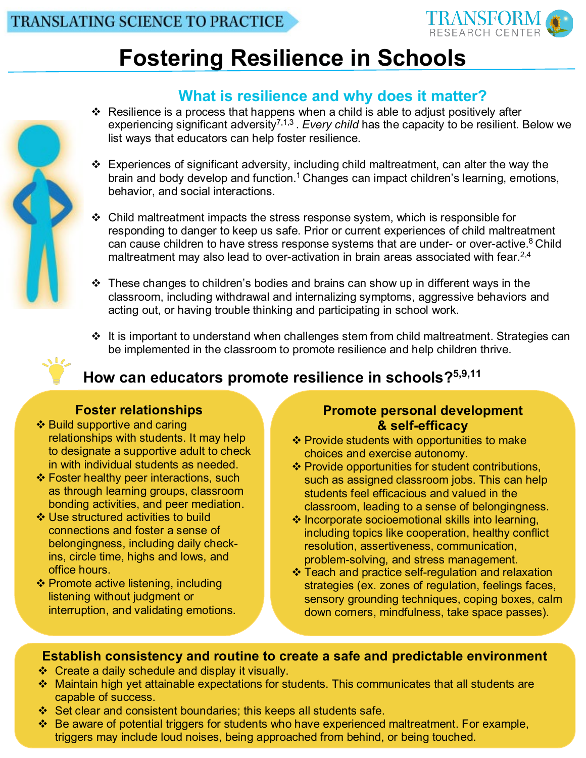TRANSLATING SCIENCE TO PRACTICE

TRANSFORM RESEARCH CENTER

# Fostering Resilience in Schools

## What is resilience and why does it matter?

- Resilience is a process that happens when a child is able to adjust positively after experiencing significant adversity[7,1,3]. *Every child* has the capacity to be resilient. Below we list ways that educators can help foster resilience.
- Experiences of significant adversity, including child maltreatment, can alter the way the brain and body develop and function.[1] Changes can impact children's learning, emotions, behavior, and social interactions.
- Child maltreatment impacts the stress response system, which is responsible for responding to danger to keep us safe. Prior or current experiences of child maltreatment can cause children to have stress response systems that are under- or over-active.[8] Child maltreatment may also lead to over-activation in brain areas associated with fear.[2,4]
- These changes to children's bodies and brains can show up in different ways in the classroom, including withdrawal and internalizing symptoms, aggressive behaviors and acting out, or having trouble thinking and participating in school work.
- It is important to understand when challenges stem from child maltreatment. Strategies can be implemented in the classroom to promote resilience and help children thrive.

## How can educators promote resilience in schools?[5,9,11]

### Foster relationships

- Build supportive and caring relationships with students. It may help to designate a supportive adult to check in with individual students as needed.
- Foster healthy peer interactions, such as through learning groups, classroom bonding activities, and peer mediation.
- Use structured activities to build connections and foster a sense of belongingness, including daily check-ins, circle time, highs and lows, and office hours.
- Promote active listening, including listening without judgment or interruption, and validating emotions.

### Promote personal development & self-efficacy

- Provide students with opportunities to make choices and exercise autonomy.
- Provide opportunities for student contributions, such as assigned classroom jobs. This can help students feel efficacious and valued in the classroom, leading to a sense of belongingness.
- Incorporate socioemotional skills into learning, including topics like cooperation, healthy conflict resolution, assertiveness, communication, problem-solving, and stress management.
- Teach and practice self-regulation and relaxation strategies (ex. zones of regulation, feelings faces, sensory grounding techniques, coping boxes, calm down corners, mindfulness, take space passes).

### Establish consistency and routine to create a safe and predictable environment

- Create a daily schedule and display it visually.
- Maintain high yet attainable expectations for students. This communicates that all students are capable of success.
- Set clear and consistent boundaries; this keeps all students safe.
- Be aware of potential triggers for students who have experienced maltreatment. For example, triggers may include loud noises, being approached from behind, or being touched.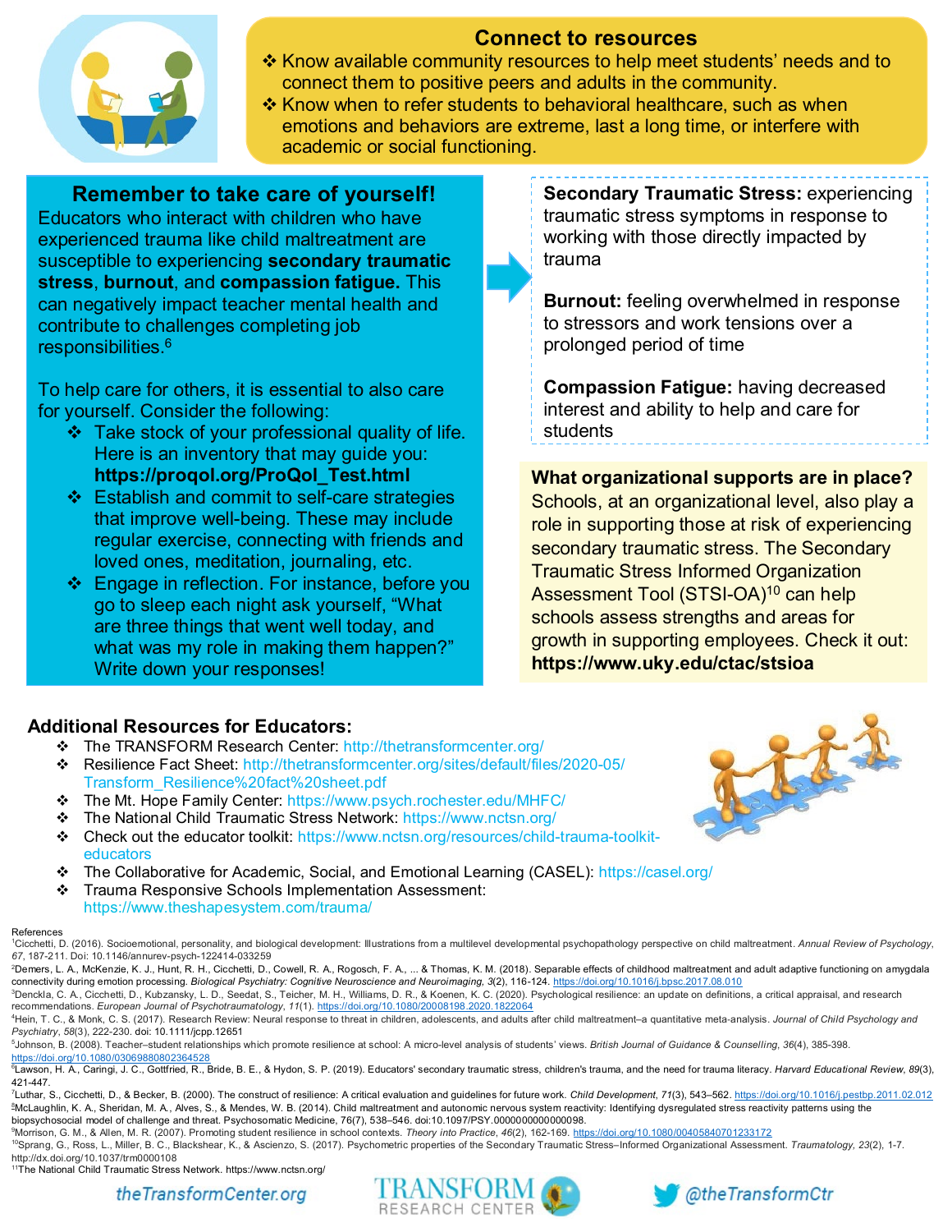## Connect to resources

- Know available community resources to help meet students' needs and to connect them to positive peers and adults in the community.
- Know when to refer students to behavioral healthcare, such as when emotions and behaviors are extreme, last a long time, or interfere with academic or social functioning.

## Remember to take care of yourself!

Educators who interact with children who have experienced trauma like child maltreatment are susceptible to experiencing **secondary traumatic stress**, **burnout**, and **compassion fatigue.** This can negatively impact teacher mental health and contribute to challenges completing job responsibilities.[6]

To help care for others, it is essential to also care for yourself. Consider the following:

- Take stock of your professional quality of life. Here is an inventory that may guide you: **https://proqol.org/ProQol_Test.html**
- Establish and commit to self-care strategies that improve well-being. These may include regular exercise, connecting with friends and loved ones, meditation, journaling, etc.
- Engage in reflection. For instance, before you go to sleep each night ask yourself, "What are three things that went well today, and what was my role in making them happen?" Write down your responses!

**Secondary Traumatic Stress:** experiencing traumatic stress symptoms in response to working with those directly impacted by trauma

**Burnout:** feeling overwhelmed in response to stressors and work tensions over a prolonged period of time

**Compassion Fatigue:** having decreased interest and ability to help and care for students

**What organizational supports are in place?**

Schools, at an organizational level, also play a role in supporting those at risk of experiencing secondary traumatic stress. The Secondary Traumatic Stress Informed Organization Assessment Tool (STSI-OA)[10] can help schools assess strengths and areas for growth in supporting employees. Check it out: **https://www.uky.edu/ctac/stsioa**

## Additional Resources for Educators:

- The TRANSFORM Research Center: http://thetransformcenter.org/
- Resilience Fact Sheet: http://thetransformcenter.org/sites/default/files/2020-05/Transform_Resilience%20fact%20sheet.pdf
- The Mt. Hope Family Center: https://www.psych.rochester.edu/MHFC/
- The National Child Traumatic Stress Network: https://www.nctsn.org/
- Check out the educator toolkit: https://www.nctsn.org/resources/child-trauma-toolkit-educators
- The Collaborative for Academic, Social, and Emotional Learning (CASEL): https://casel.org/
- Trauma Responsive Schools Implementation Assessment: https://www.theshapesystem.com/trauma/

References

[1]Cicchetti, D. (2016). Socioemotional, personality, and biological development: Illustrations from a multilevel developmental psychopathology perspective on child maltreatment. *Annual Review of Psychology*, *67*, 187-211. Doi: 10.1146/annurev-psych-122414-033259

[2]Demers, L. A., McKenzie, K. J., Hunt, R. H., Cicchetti, D., Cowell, R. A., Rogosch, F. A., ... & Thomas, K. M. (2018). Separable effects of childhood maltreatment and adult adaptive functioning on amygdala connectivity during emotion processing. *Biological Psychiatry: Cognitive Neuroscience and Neuroimaging*, *3*(2), 116-124. https://doi.org/10.1016/j.bpsc.2017.08.010

[3]Denckla, C. A., Cicchetti, D., Kubzansky, L. D., Seedat, S., Teicher, M. H., Williams, D. R., & Koenen, K. C. (2020). Psychological resilience: an update on definitions, a critical appraisal, and research recommendations. *European Journal of Psychotraumatology*, *11*(1). https://doi.org/10.1080/20008198.2020.1822064

[4]Hein, T. C., & Monk, C. S. (2017). Research Review: Neural response to threat in children, adolescents, and adults after child maltreatment–a quantitative meta‐analysis. *Journal of Child Psychology and Psychiatry*, *58*(3), 222-230. doi: 10.1111/jcpp.12651

[5]Johnson, B. (2008). Teacher–student relationships which promote resilience at school: A micro‐level analysis of students' views. *British Journal of Guidance & Counselling*, *36*(4), 385-398. https://doi.org/10.1080/03069880802364528

[6]Lawson, H. A., Caringi, J. C., Gottfried, R., Bride, B. E., & Hydon, S. P. (2019). Educators' secondary traumatic stress, children's trauma, and the need for trauma literacy. *Harvard Educational Review*, *89*(3), 421-447.

[7]Luthar, S., Cicchetti, D., & Becker, B. (2000). The construct of resilience: A critical evaluation and guidelines for future work. *Child Development*, *71*(3), 543–562. https://doi.org/10.1016/j.pestbp.2011.02.012

[8]McLaughlin, K. A., Sheridan, M. A., Alves, S., & Mendes, W. B. (2014). Child maltreatment and autonomic nervous system reactivity: Identifying dysregulated stress reactivity patterns using the biopsychosocial model of challenge and threat. Psychosomatic Medicine, 76(7), 538–546. doi:10.1097/PSY.0000000000000098.

[9]Morrison, G. M., & Allen, M. R. (2007). Promoting student resilience in school contexts. *Theory into Practice*, *46*(2), 162-169. https://doi.org/10.1080/00405840701233172

[10]Sprang, G., Ross, L., Miller, B. C., Blackshear, K., & Ascienzo, S. (2017). Psychometric properties of the Secondary Traumatic Stress–Informed Organizational Assessment. *Traumatology*, *23*(2), 1-7. http://dx.doi.org/10.1037/trm0000108

[11]The National Child Traumatic Stress Network. https://www.nctsn.org/

theTransformCenter.org    TRANSFORM RESEARCH CENTER    @theTransformCtr